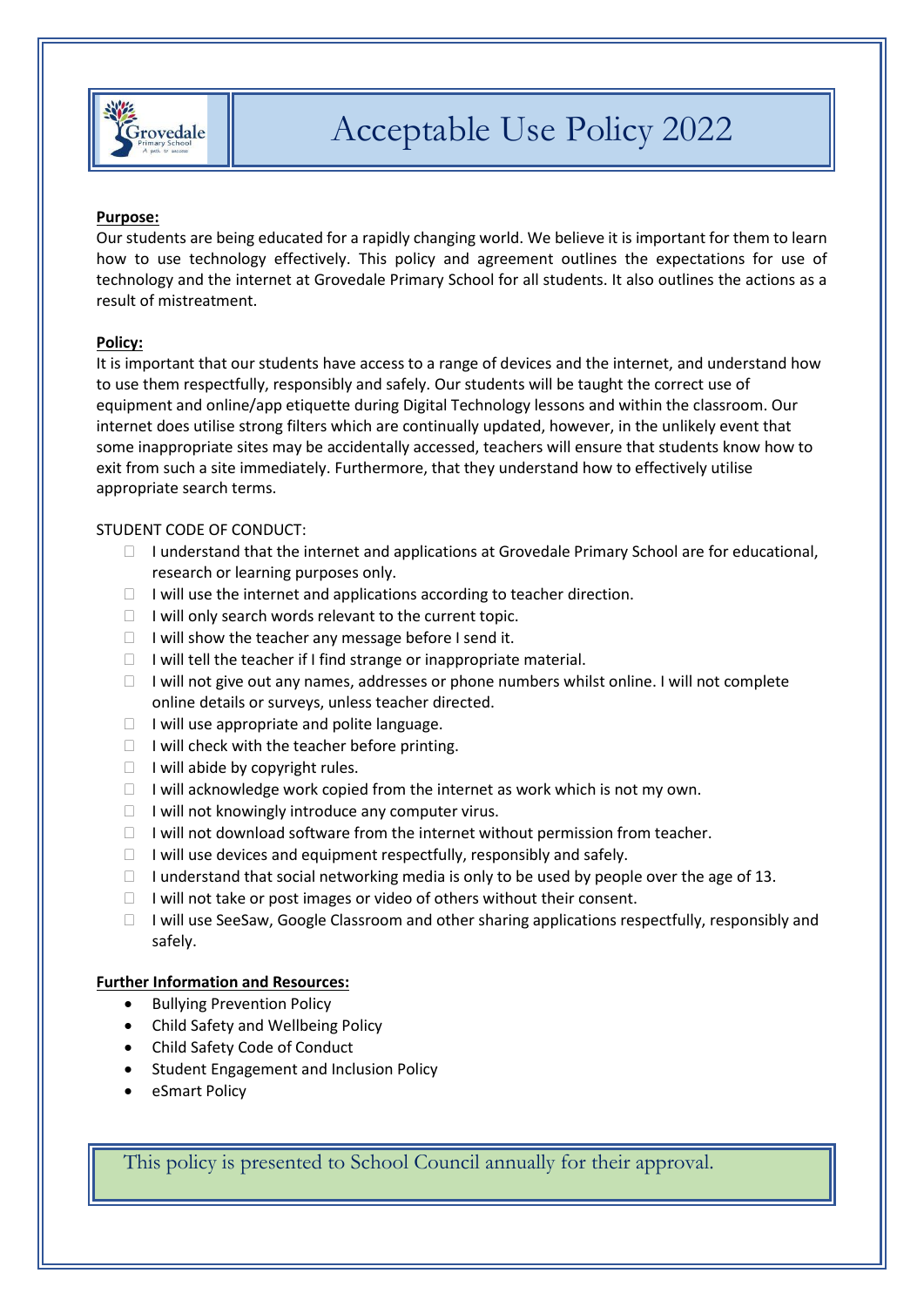# Acceptable Use Policy 2022

**Purpose:**

Our students are being educated for a rapidly changing world. We believe it is important for them to learn how to use technology effectively. This policy and agreement outlines the expectations for use of technology and the internet at Grovedale Primary School for all students. It also outlines the actions as a result of mistreatment.

**Policy:**

It is important that our students have access to a range of devices and the internet, and understand how to use them respectfully, responsibly and safely. Our students will be taught the correct use of equipment and online/app etiquette during Digital Technology lessons and within the classroom. Our internet does utilise strong filters which are continually updated, however, in the unlikely event that some inappropriate sites may be accidentally accessed, teachers will ensure that students know how to exit from such a site immediately. Furthermore, that they understand how to effectively utilise appropriate search terms.

STUDENT CODE OF CONDUCT:

- I understand that the internet and applications at Grovedale Primary School are for educational, research or learning purposes only.
- I will use the internet and applications according to teacher direction.
- I will only search words relevant to the current topic.
- I will show the teacher any message before I send it.
- I will tell the teacher if I find strange or inappropriate material.
- I will not give out any names, addresses or phone numbers whilst online. I will not complete online details or surveys, unless teacher directed.
- I will use appropriate and polite language.
- I will check with the teacher before printing.
- I will abide by copyright rules.
- I will acknowledge work copied from the internet as work which is not my own.
- I will not knowingly introduce any computer virus.
- I will not download software from the internet without permission from teacher.
- I will use devices and equipment respectfully, responsibly and safely.
- I understand that social networking media is only to be used by people over the age of 13.
- I will not take or post images or video of others without their consent.
- I will use SeeSaw, Google Classroom and other sharing applications respectfully, responsibly and safely.

**Further Information and Resources:**

- Bullying Prevention Policy
- Child Safety and Wellbeing Policy
- Child Safety Code of Conduct
- Student Engagement and Inclusion Policy
- eSmart Policy

This policy is presented to School Council annually for their approval.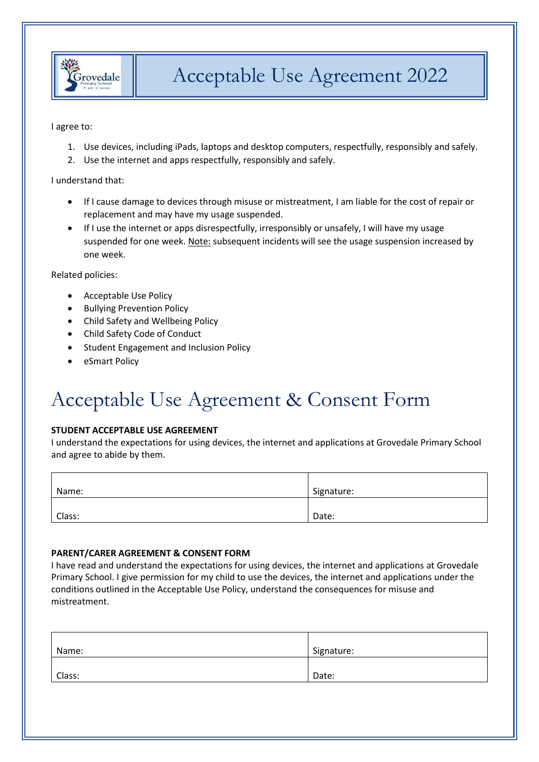# Acceptable Use Agreement 2022

I agree to:

1. Use devices, including iPads, laptops and desktop computers, respectfully, responsibly and safely.
2. Use the internet and apps respectfully, responsibly and safely.

I understand that:

- If I cause damage to devices through misuse or mistreatment, I am liable for the cost of repair or replacement and may have my usage suspended.
- If I use the internet or apps disrespectfully, irresponsibly or unsafely, I will have my usage suspended for one week. Note: subsequent incidents will see the usage suspension increased by one week.

Related policies:

- Acceptable Use Policy
- Bullying Prevention Policy
- Child Safety and Wellbeing Policy
- Child Safety Code of Conduct
- Student Engagement and Inclusion Policy
- eSmart Policy

# Acceptable Use Agreement & Consent Form

**STUDENT ACCEPTABLE USE AGREEMENT**
I understand the expectations for using devices, the internet and applications at Grovedale Primary School and agree to abide by them.

| | |
|---|---|
| Name: | Signature: |
| Class: | Date: |

**PARENT/CARER AGREEMENT & CONSENT FORM**
I have read and understand the expectations for using devices, the internet and applications at Grovedale Primary School. I give permission for my child to use the devices, the internet and applications under the conditions outlined in the Acceptable Use Policy, understand the consequences for misuse and mistreatment.

| | |
|---|---|
| Name: | Signature: |
| Class: | Date: |